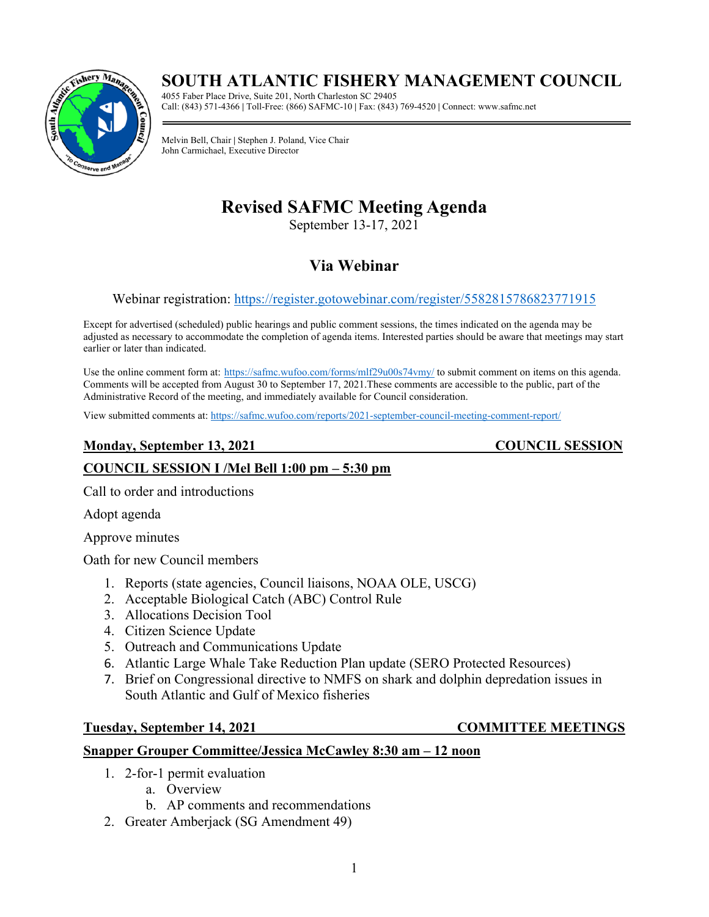# SOUTH ATLANTIC FISHERY MANAGEMENT COUNCIL

4055 Faber Place Drive, Suite 201, North Charleston SC 29405
Call: (843) 571-4366 | Toll-Free: (866) SAFMC-10 | Fax: (843) 769-4520 | Connect: www.safmc.net

Melvin Bell, Chair | Stephen J. Poland, Vice Chair
John Carmichael, Executive Director

# Revised SAFMC Meeting Agenda

September 13-17, 2021

## Via Webinar

Webinar registration: https://register.gotowebinar.com/register/5582815786823771915

Except for advertised (scheduled) public hearings and public comment sessions, the times indicated on the agenda may be adjusted as necessary to accommodate the completion of agenda items. Interested parties should be aware that meetings may start earlier or later than indicated.

Use the online comment form at: https://safmc.wufoo.com/forms/mlf29u00s74vmy/ to submit comment on items on this agenda. Comments will be accepted from August 30 to September 17, 2021.These comments are accessible to the public, part of the Administrative Record of the meeting, and immediately available for Council consideration.

View submitted comments at: https://safmc.wufoo.com/reports/2021-september-council-meeting-comment-report/

**Monday, September 13, 2021 — COUNCIL SESSION**

**COUNCIL SESSION I /Mel Bell 1:00 pm – 5:30 pm**

Call to order and introductions

Adopt agenda

Approve minutes

Oath for new Council members

1. Reports (state agencies, Council liaisons, NOAA OLE, USCG)
2. Acceptable Biological Catch (ABC) Control Rule
3. Allocations Decision Tool
4. Citizen Science Update
5. Outreach and Communications Update
6. Atlantic Large Whale Take Reduction Plan update (SERO Protected Resources)
7. Brief on Congressional directive to NMFS on shark and dolphin depredation issues in South Atlantic and Gulf of Mexico fisheries

**Tuesday, September 14, 2021 — COMMITTEE MEETINGS**

**Snapper Grouper Committee/Jessica McCawley 8:30 am – 12 noon**

1. 2-for-1 permit evaluation
   a. Overview
   b. AP comments and recommendations
2. Greater Amberjack (SG Amendment 49)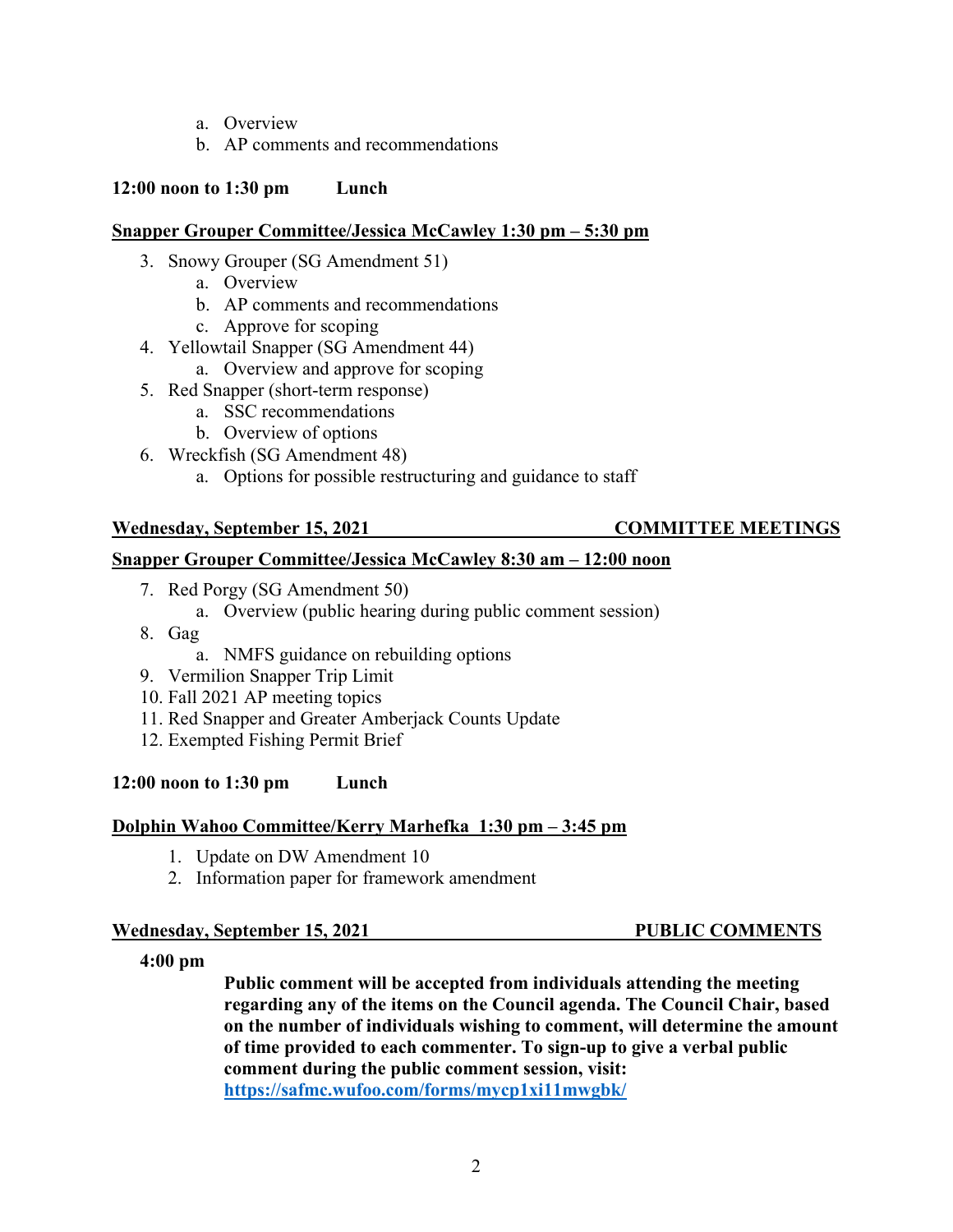a. Overview
   b. AP comments and recommendations

**12:00 noon to 1:30 pm Lunch**

**Snapper Grouper Committee/Jessica McCawley 1:30 pm – 5:30 pm**

3. Snowy Grouper (SG Amendment 51)
   a. Overview
   b. AP comments and recommendations
   c. Approve for scoping
4. Yellowtail Snapper (SG Amendment 44)
   a. Overview and approve for scoping
5. Red Snapper (short-term response)
   a. SSC recommendations
   b. Overview of options
6. Wreckfish (SG Amendment 48)
   a. Options for possible restructuring and guidance to staff

**Wednesday, September 15, 2021 COMMITTEE MEETINGS**

**Snapper Grouper Committee/Jessica McCawley 8:30 am – 12:00 noon**

7. Red Porgy (SG Amendment 50)
   a. Overview (public hearing during public comment session)
8. Gag
   a. NMFS guidance on rebuilding options
9. Vermilion Snapper Trip Limit
10. Fall 2021 AP meeting topics
11. Red Snapper and Greater Amberjack Counts Update
12. Exempted Fishing Permit Brief

**12:00 noon to 1:30 pm Lunch**

**Dolphin Wahoo Committee/Kerry Marhefka 1:30 pm – 3:45 pm**

1. Update on DW Amendment 10
2. Information paper for framework amendment

**Wednesday, September 15, 2021 PUBLIC COMMENTS**

**4:00 pm**

**Public comment will be accepted from individuals attending the meeting regarding any of the items on the Council agenda. The Council Chair, based on the number of individuals wishing to comment, will determine the amount of time provided to each commenter. To sign-up to give a verbal public comment during the public comment session, visit: https://safmc.wufoo.com/forms/mycp1xi11mwgbk/**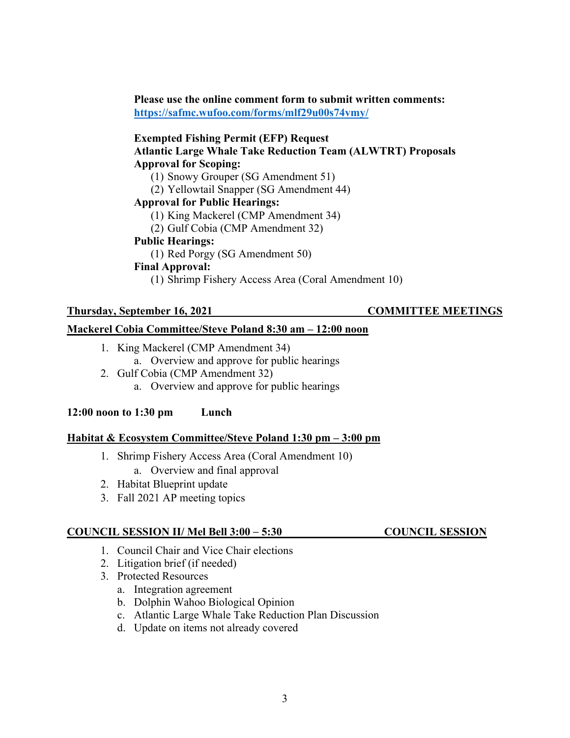**Please use the online comment form to submit written comments:**
**https://safmc.wufoo.com/forms/mlf29u00s74vmy/**

**Exempted Fishing Permit (EFP) Request**
**Atlantic Large Whale Take Reduction Team (ALWTRT) Proposals**
**Approval for Scoping:**

(1) Snowy Grouper (SG Amendment 51)
(2) Yellowtail Snapper (SG Amendment 44)

**Approval for Public Hearings:**

(1) King Mackerel (CMP Amendment 34)
(2) Gulf Cobia (CMP Amendment 32)

**Public Hearings:**

(1) Red Porgy (SG Amendment 50)

**Final Approval:**

(1) Shrimp Fishery Access Area (Coral Amendment 10)

## Thursday, September 16, 2021 — COMMITTEE MEETINGS

### Mackerel Cobia Committee/Steve Poland 8:30 am – 12:00 noon

1. King Mackerel (CMP Amendment 34)
   a. Overview and approve for public hearings
2. Gulf Cobia (CMP Amendment 32)
   a. Overview and approve for public hearings

**12:00 noon to 1:30 pm Lunch**

### Habitat & Ecosystem Committee/Steve Poland 1:30 pm – 3:00 pm

1. Shrimp Fishery Access Area (Coral Amendment 10)
   a. Overview and final approval
2. Habitat Blueprint update
3. Fall 2021 AP meeting topics

### COUNCIL SESSION II/ Mel Bell 3:00 – 5:30 — COUNCIL SESSION

1. Council Chair and Vice Chair elections
2. Litigation brief (if needed)
3. Protected Resources
   a. Integration agreement
   b. Dolphin Wahoo Biological Opinion
   c. Atlantic Large Whale Take Reduction Plan Discussion
   d. Update on items not already covered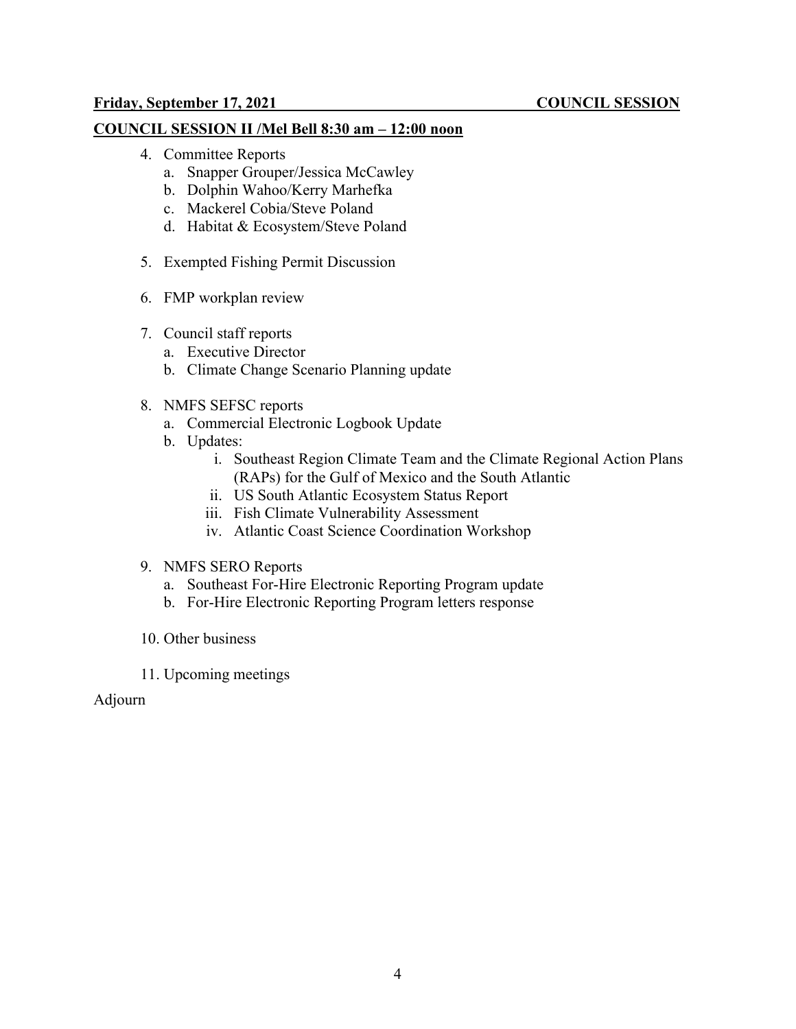**Friday, September 17, 2021 COUNCIL SESSION**

**COUNCIL SESSION II /Mel Bell 8:30 am – 12:00 noon**

4. Committee Reports
   a. Snapper Grouper/Jessica McCawley
   b. Dolphin Wahoo/Kerry Marhefka
   c. Mackerel Cobia/Steve Poland
   d. Habitat & Ecosystem/Steve Poland

5. Exempted Fishing Permit Discussion

6. FMP workplan review

7. Council staff reports
   a. Executive Director
   b. Climate Change Scenario Planning update

8. NMFS SEFSC reports
   a. Commercial Electronic Logbook Update
   b. Updates:
      i. Southeast Region Climate Team and the Climate Regional Action Plans (RAPs) for the Gulf of Mexico and the South Atlantic
      ii. US South Atlantic Ecosystem Status Report
      iii. Fish Climate Vulnerability Assessment
      iv. Atlantic Coast Science Coordination Workshop

9. NMFS SERO Reports
   a. Southeast For-Hire Electronic Reporting Program update
   b. For-Hire Electronic Reporting Program letters response

10. Other business

11. Upcoming meetings

Adjourn